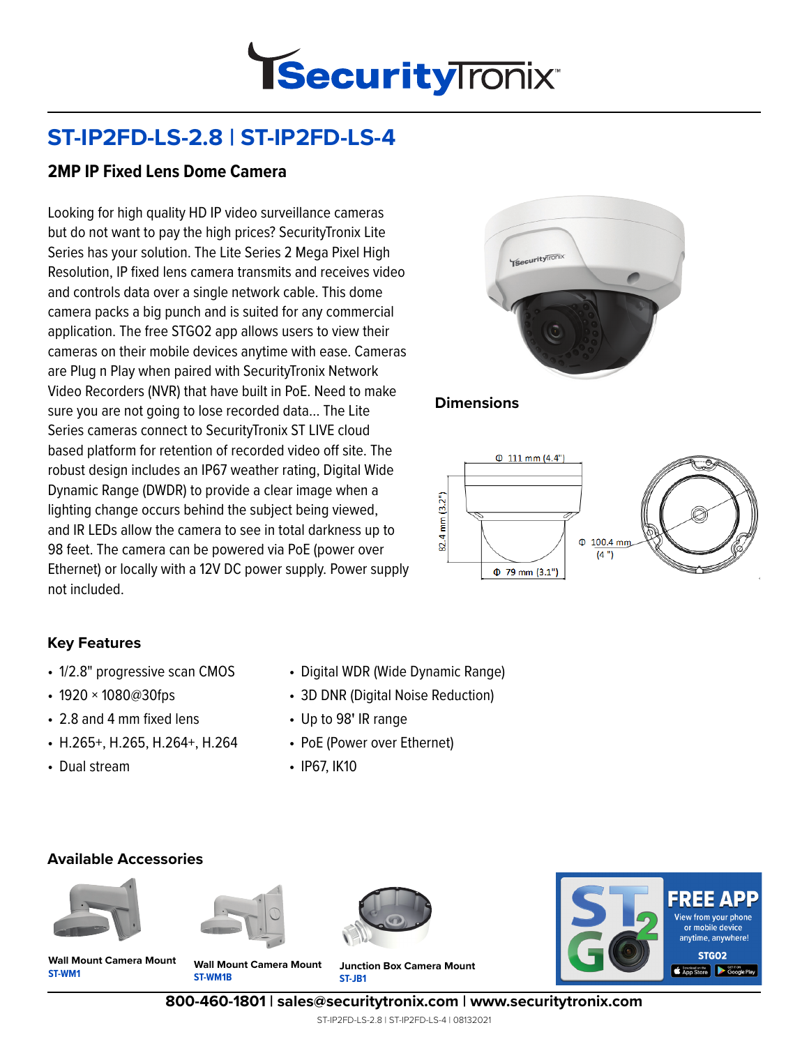# ST-IP2FD-LS-2.8 | ST-IP2FD-LS-4

## 2MP IP Fixed Lens Dome Camera

Looking for high quality HD IP video surveillance cameras but do not want to pay the high prices? SecurityTronix Lite Series has your solution. The Lite Series 2 Mega Pixel High Resolution, IP fixed lens camera transmits and receives video and controls data over a single network cable. This dome camera packs a big punch and is suited for any commercial application. The free STGO2 app allows users to view their cameras on their mobile devices anytime with ease. Cameras are Plug n Play when paired with SecurityTronix Network Video Recorders (NVR) that have built in PoE. Need to make sure you are not going to lose recorded data... The Lite Series cameras connect to SecurityTronix ST LIVE cloud based platform for retention of recorded video off site. The robust design includes an IP67 weather rating, Digital Wide Dynamic Range (DWDR) to provide a clear image when a lighting change occurs behind the subject being viewed, and IR LEDs allow the camera to see in total darkness up to 98 feet. The camera can be powered via PoE (power over Ethernet) or locally with a 12V DC power supply. Power supply not included.

### Dimensions

Φ 111 mm (4.4")

82.4 mm (3.2")

Φ 79 mm (3.1")

Φ 100.4 mm (4 ")

### Key Features

- 1/2.8" progressive scan CMOS
- 1920 × 1080@30fps
- 2.8 and 4 mm fixed lens
- H.265+, H.265, H.264+, H.264
- Dual stream
- Digital WDR (Wide Dynamic Range)
- 3D DNR (Digital Noise Reduction)
- Up to 98' IR range
- PoE (Power over Ethernet)
- IP67, IK10

### Available Accessories

**Wall Mount Camera Mount**
ST-WM1

**Wall Mount Camera Mount**
ST-WM1B

**Junction Box Camera Mount**
ST-JB1

**FREE APP**
View from your phone or mobile device anytime, anywhere!
STGO2

800-460-1801 | sales@securitytronix.com | www.securitytronix.com

ST-IP2FD-LS-2.8 | ST-IP2FD-LS-4 | 08132021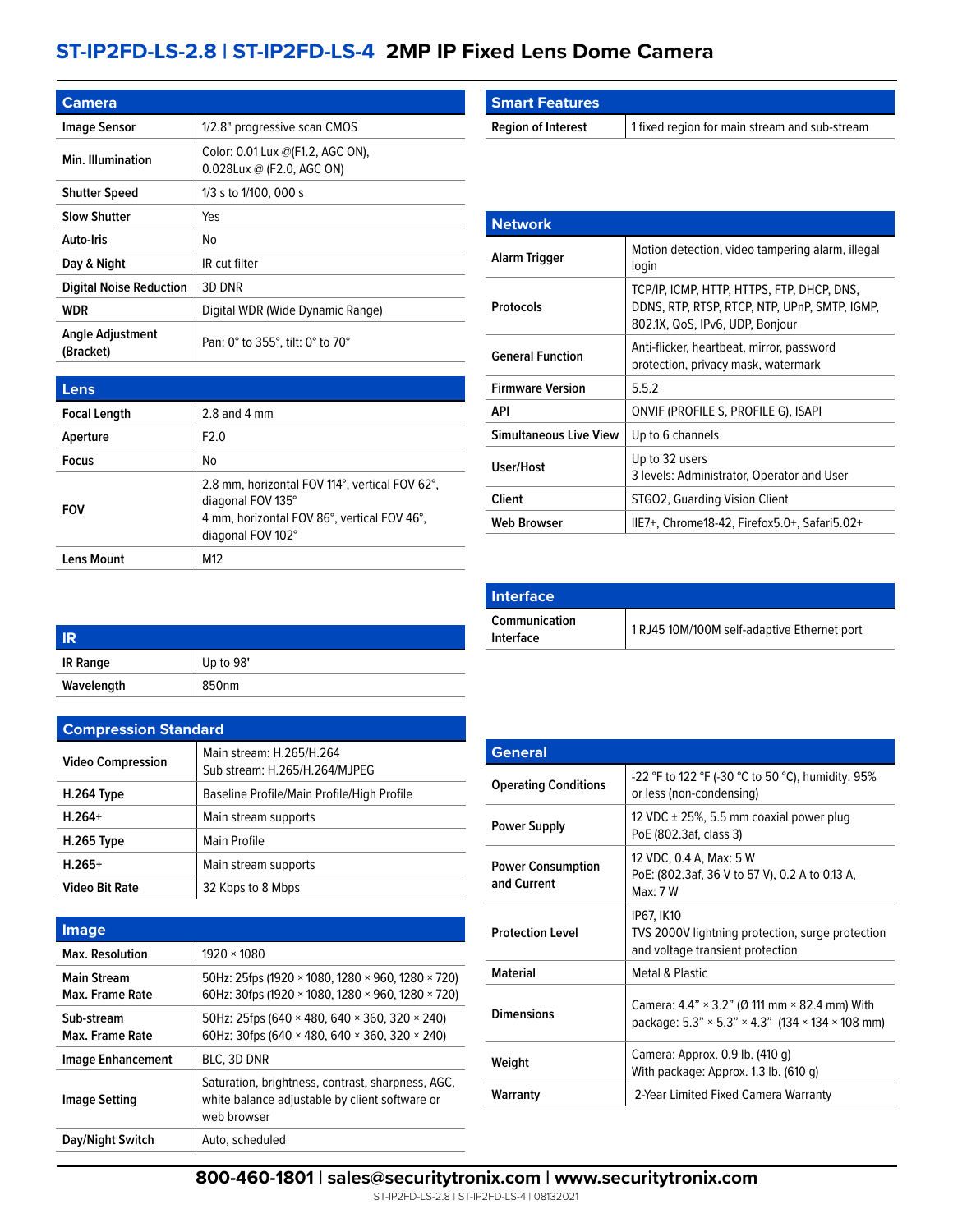# ST-IP2FD-LS-2.8 | ST-IP2FD-LS-4 2MP IP Fixed Lens Dome Camera

| Camera | |
|---|---|
| Image Sensor | 1/2.8" progressive scan CMOS |
| Min. Illumination | Color: 0.01 Lux @(F1.2, AGC ON), 0.028Lux @ (F2.0, AGC ON) |
| Shutter Speed | 1/3 s to 1/100, 000 s |
| Slow Shutter | Yes |
| Auto-Iris | No |
| Day & Night | IR cut filter |
| Digital Noise Reduction | 3D DNR |
| WDR | Digital WDR (Wide Dynamic Range) |
| Angle Adjustment (Bracket) | Pan: 0° to 355°, tilt: 0° to 70° |

| Lens | |
|---|---|
| Focal Length | 2.8 and 4 mm |
| Aperture | F2.0 |
| Focus | No |
| FOV | 2.8 mm, horizontal FOV 114°, vertical FOV 62°, diagonal FOV 135°<br>4 mm, horizontal FOV 86°, vertical FOV 46°, diagonal FOV 102° |
| Lens Mount | M12 |

| IR | |
|---|---|
| IR Range | Up to 98' |
| Wavelength | 850nm |

| Compression Standard | |
|---|---|
| Video Compression | Main stream: H.265/H.264<br>Sub stream: H.265/H.264/MJPEG |
| H.264 Type | Baseline Profile/Main Profile/High Profile |
| H.264+ | Main stream supports |
| H.265 Type | Main Profile |
| H.265+ | Main stream supports |
| Video Bit Rate | 32 Kbps to 8 Mbps |

| Image | |
|---|---|
| Max. Resolution | 1920 × 1080 |
| Main Stream Max. Frame Rate | 50Hz: 25fps (1920 × 1080, 1280 × 960, 1280 × 720)<br>60Hz: 30fps (1920 × 1080, 1280 × 960, 1280 × 720) |
| Sub-stream Max. Frame Rate | 50Hz: 25fps (640 × 480, 640 × 360, 320 × 240)<br>60Hz: 30fps (640 × 480, 640 × 360, 320 × 240) |
| Image Enhancement | BLC, 3D DNR |
| Image Setting | Saturation, brightness, contrast, sharpness, AGC, white balance adjustable by client software or web browser |
| Day/Night Switch | Auto, scheduled |

| Smart Features | |
|---|---|
| Region of Interest | 1 fixed region for main stream and sub-stream |

| Network | |
|---|---|
| Alarm Trigger | Motion detection, video tampering alarm, illegal login |
| Protocols | TCP/IP, ICMP, HTTP, HTTPS, FTP, DHCP, DNS, DDNS, RTP, RTSP, RTCP, NTP, UPnP, SMTP, IGMP, 802.1X, QoS, IPv6, UDP, Bonjour |
| General Function | Anti-flicker, heartbeat, mirror, password protection, privacy mask, watermark |
| Firmware Version | 5.5.2 |
| API | ONVIF (PROFILE S, PROFILE G), ISAPI |
| Simultaneous Live View | Up to 6 channels |
| User/Host | Up to 32 users<br>3 levels: Administrator, Operator and User |
| Client | STGO2, Guarding Vision Client |
| Web Browser | IIE7+, Chrome18-42, Firefox5.0+, Safari5.02+ |

| Interface | |
|---|---|
| Communication Interface | 1 RJ45 10M/100M self-adaptive Ethernet port |

| General | |
|---|---|
| Operating Conditions | -22 °F to 122 °F (-30 °C to 50 °C), humidity: 95% or less (non-condensing) |
| Power Supply | 12 VDC ± 25%, 5.5 mm coaxial power plug<br>PoE (802.3af, class 3) |
| Power Consumption and Current | 12 VDC, 0.4 A, Max: 5 W<br>PoE: (802.3af, 36 V to 57 V), 0.2 A to 0.13 A, Max: 7 W |
| Protection Level | IP67, IK10<br>TVS 2000V lightning protection, surge protection and voltage transient protection |
| Material | Metal & Plastic |
| Dimensions | Camera: 4.4" × 3.2" (Ø 111 mm × 82.4 mm) With package: 5.3" × 5.3" × 4.3" (134 × 134 × 108 mm) |
| Weight | Camera: Approx. 0.9 lb. (410 g)<br>With package: Approx. 1.3 lb. (610 g) |
| Warranty | 2-Year Limited Fixed Camera Warranty |

**800-460-1801 | sales@securitytronix.com | www.securitytronix.com**

ST-IP2FD-LS-2.8 | ST-IP2FD-LS-4 | 08132021